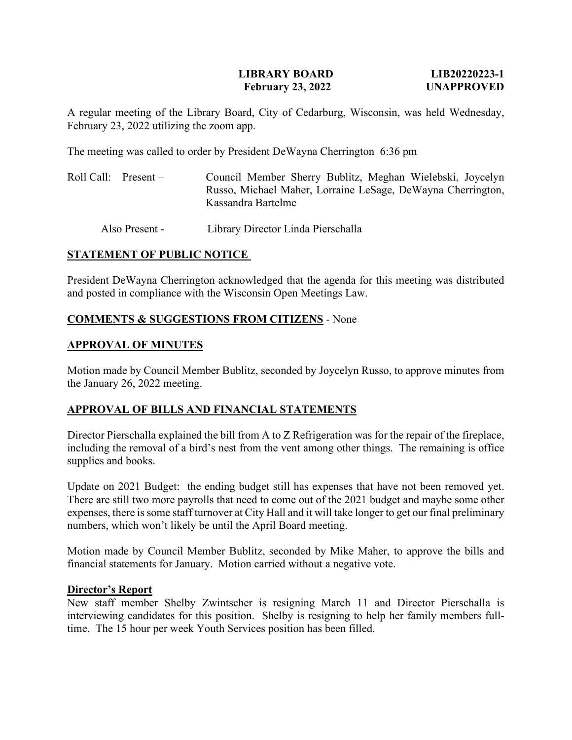**LIBRARY BOARD** **LIB20220223-1**
**February 23, 2022** **UNAPPROVED**

A regular meeting of the Library Board, City of Cedarburg, Wisconsin, was held Wednesday, February 23, 2022 utilizing the zoom app.

The meeting was called to order by President DeWayna Cherrington 6:36 pm

Roll Call: Present – Council Member Sherry Bublitz, Meghan Wielebski, Joycelyn Russo, Michael Maher, Lorraine LeSage, DeWayna Cherrington, Kassandra Bartelme

Also Present - Library Director Linda Pierschalla

## STATEMENT OF PUBLIC NOTICE

President DeWayna Cherrington acknowledged that the agenda for this meeting was distributed and posted in compliance with the Wisconsin Open Meetings Law.

## COMMENTS & SUGGESTIONS FROM CITIZENS - None

## APPROVAL OF MINUTES

Motion made by Council Member Bublitz, seconded by Joycelyn Russo, to approve minutes from the January 26, 2022 meeting.

## APPROVAL OF BILLS AND FINANCIAL STATEMENTS

Director Pierschalla explained the bill from A to Z Refrigeration was for the repair of the fireplace, including the removal of a bird's nest from the vent among other things. The remaining is office supplies and books.

Update on 2021 Budget: the ending budget still has expenses that have not been removed yet. There are still two more payrolls that need to come out of the 2021 budget and maybe some other expenses, there is some staff turnover at City Hall and it will take longer to get our final preliminary numbers, which won't likely be until the April Board meeting.

Motion made by Council Member Bublitz, seconded by Mike Maher, to approve the bills and financial statements for January. Motion carried without a negative vote.

## Director's Report

New staff member Shelby Zwintscher is resigning March 11 and Director Pierschalla is interviewing candidates for this position. Shelby is resigning to help her family members full-time. The 15 hour per week Youth Services position has been filled.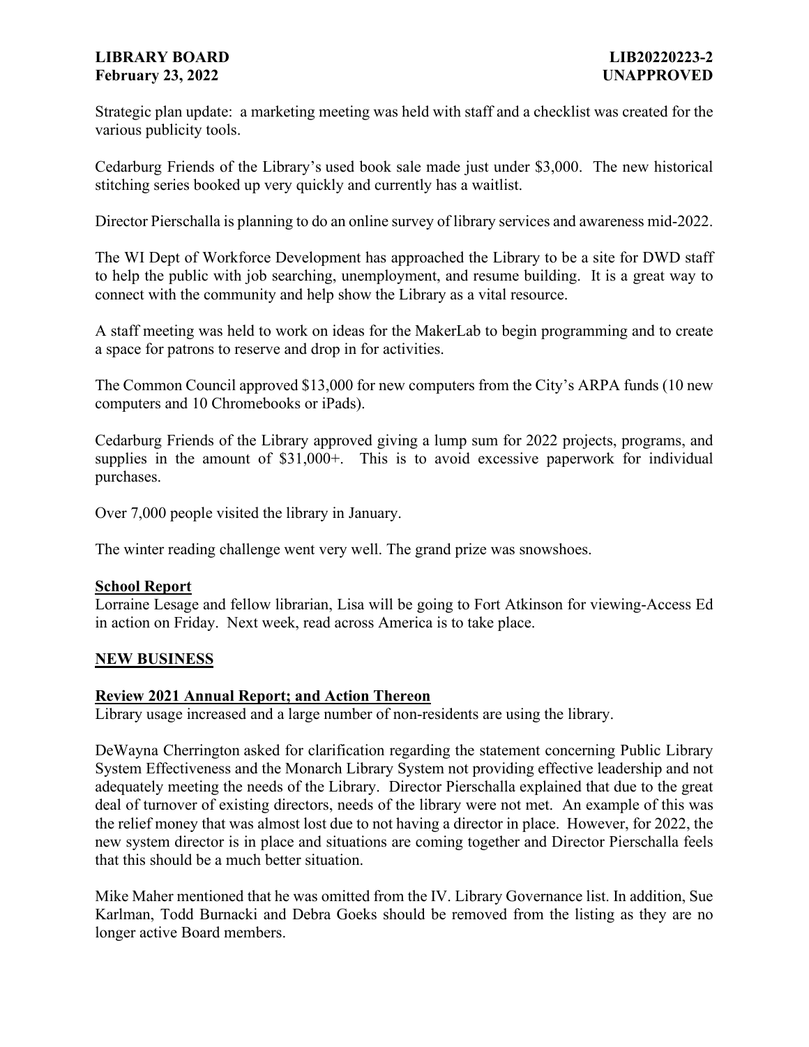Strategic plan update: a marketing meeting was held with staff and a checklist was created for the various publicity tools.

Cedarburg Friends of the Library's used book sale made just under $3,000. The new historical stitching series booked up very quickly and currently has a waitlist.

Director Pierschalla is planning to do an online survey of library services and awareness mid-2022.

The WI Dept of Workforce Development has approached the Library to be a site for DWD staff to help the public with job searching, unemployment, and resume building. It is a great way to connect with the community and help show the Library as a vital resource.

A staff meeting was held to work on ideas for the MakerLab to begin programming and to create a space for patrons to reserve and drop in for activities.

The Common Council approved $13,000 for new computers from the City's ARPA funds (10 new computers and 10 Chromebooks or iPads).

Cedarburg Friends of the Library approved giving a lump sum for 2022 projects, programs, and supplies in the amount of $31,000+. This is to avoid excessive paperwork for individual purchases.

Over 7,000 people visited the library in January.

The winter reading challenge went very well. The grand prize was snowshoes.

**School Report**

Lorraine Lesage and fellow librarian, Lisa will be going to Fort Atkinson for viewing-Access Ed in action on Friday. Next week, read across America is to take place.

## NEW BUSINESS

**Review 2021 Annual Report; and Action Thereon**

Library usage increased and a large number of non-residents are using the library.

DeWayna Cherrington asked for clarification regarding the statement concerning Public Library System Effectiveness and the Monarch Library System not providing effective leadership and not adequately meeting the needs of the Library. Director Pierschalla explained that due to the great deal of turnover of existing directors, needs of the library were not met. An example of this was the relief money that was almost lost due to not having a director in place. However, for 2022, the new system director is in place and situations are coming together and Director Pierschalla feels that this should be a much better situation.

Mike Maher mentioned that he was omitted from the IV. Library Governance list. In addition, Sue Karlman, Todd Burnacki and Debra Goeks should be removed from the listing as they are no longer active Board members.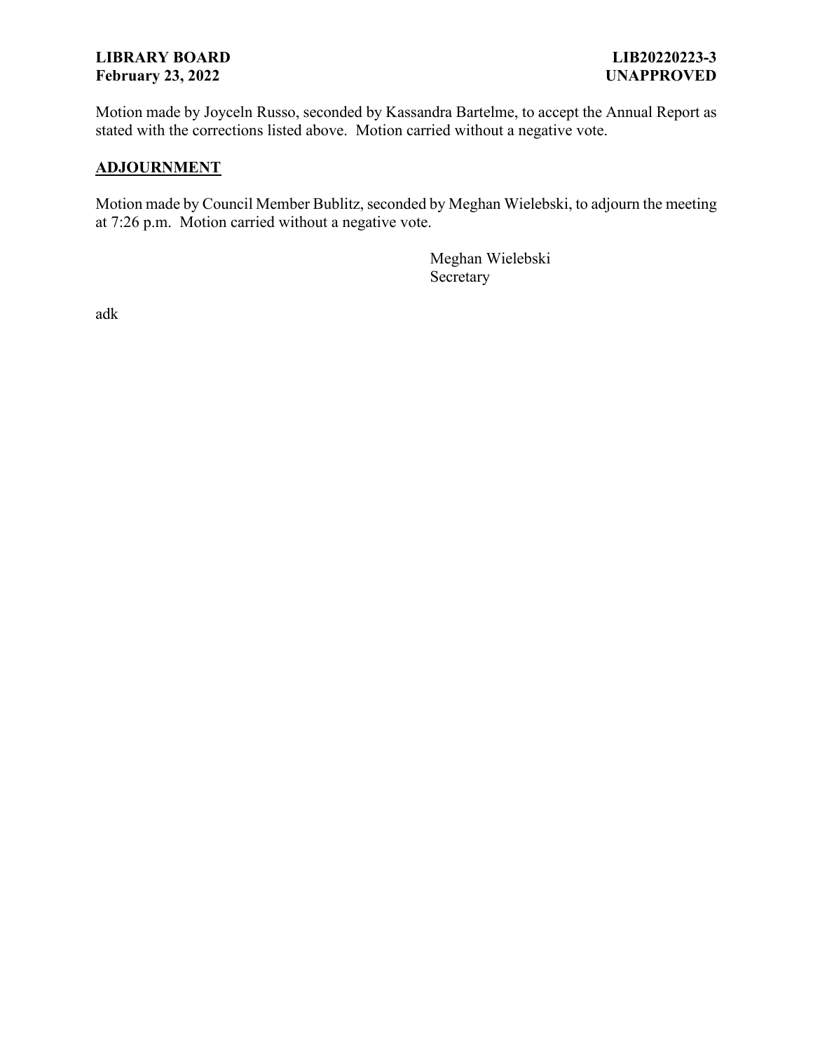Motion made by Joyceln Russo, seconded by Kassandra Bartelme, to accept the Annual Report as stated with the corrections listed above. Motion carried without a negative vote.

## ADJOURNMENT

Motion made by Council Member Bublitz, seconded by Meghan Wielebski, to adjourn the meeting at 7:26 p.m. Motion carried without a negative vote.

Meghan Wielebski
Secretary

adk